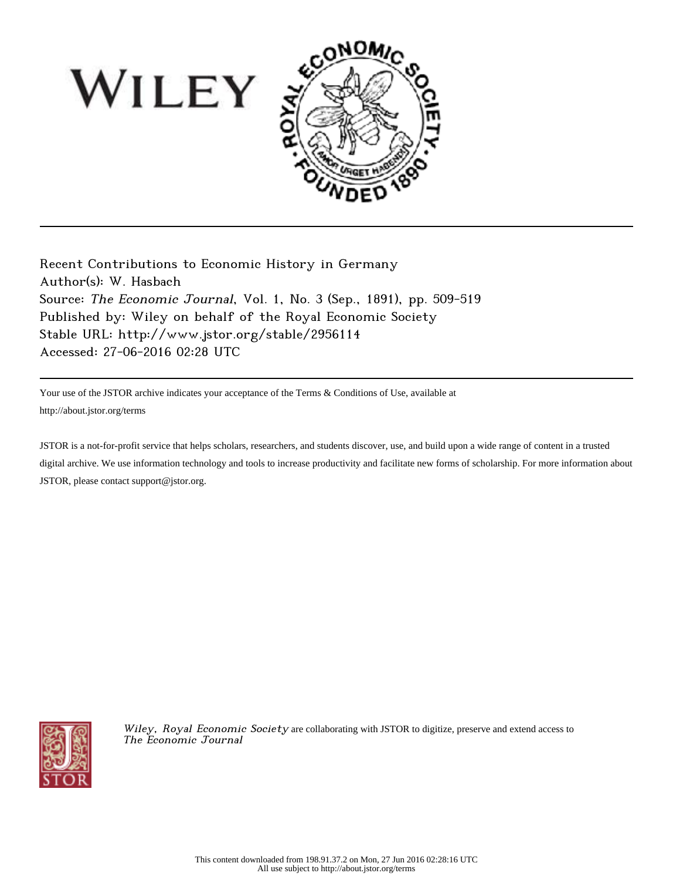Recent Contributions to Economic History in Germany
Author(s): W. Hasbach
Source: *The Economic Journal*, Vol. 1, No. 3 (Sep., 1891), pp. 509-519
Published by: Wiley on behalf of the Royal Economic Society
Stable URL: http://www.jstor.org/stable/2956114
Accessed: 27-06-2016 02:28 UTC

---

Your use of the JSTOR archive indicates your acceptance of the Terms & Conditions of Use, available at
http://about.jstor.org/terms

JSTOR is a not-for-profit service that helps scholars, researchers, and students discover, use, and build upon a wide range of content in a trusted digital archive. We use information technology and tools to increase productivity and facilitate new forms of scholarship. For more information about JSTOR, please contact support@jstor.org.

*Wiley, Royal Economic Society* are collaborating with JSTOR to digitize, preserve and extend access to *The Economic Journal*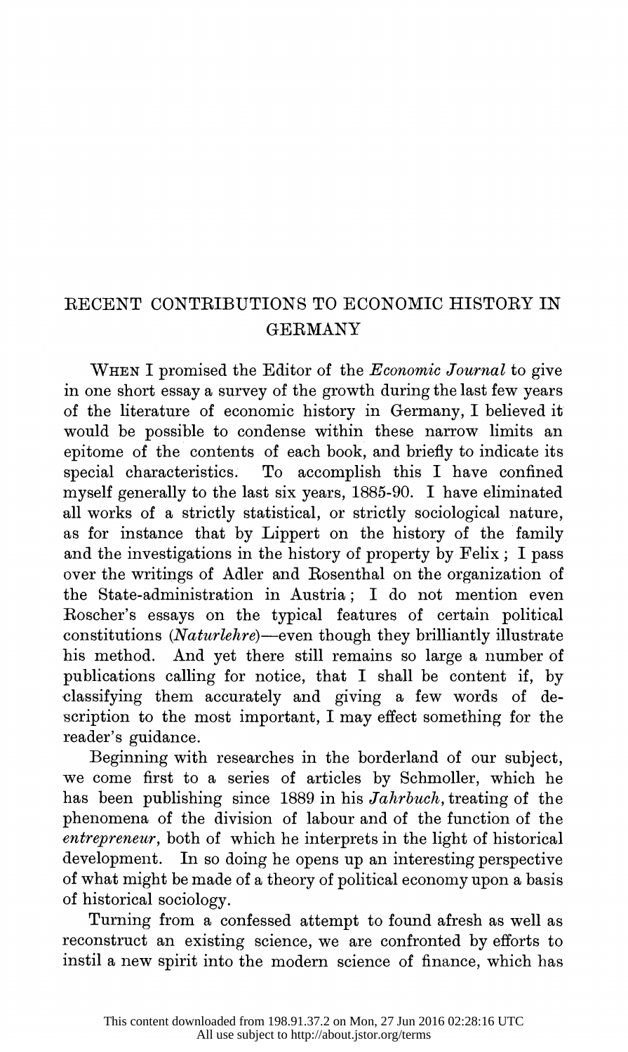## RECENT CONTRIBUTIONS TO ECONOMIC HISTORY IN GERMANY

WHEN I promised the Editor of the *Economic Journal* to give in one short essay a survey of the growth during the last few years of the literature of economic history in Germany, I believed it would be possible to condense within these narrow limits an epitome of the contents of each book, and briefly to indicate its special characteristics. To accomplish this I have confined myself generally to the last six years, 1885-90. I have eliminated all works of a strictly statistical, or strictly sociological nature, as for instance that by Lippert on the history of the family and the investigations in the history of property by Felix; I pass over the writings of Adler and Rosenthal on the organization of the State-administration in Austria; I do not mention even Roscher's essays on the typical features of certain political constitutions (*Naturlehre*)—even though they brilliantly illustrate his method. And yet there still remains so large a number of publications calling for notice, that I shall be content if, by classifying them accurately and giving a few words of description to the most important, I may effect something for the reader's guidance.

Beginning with researches in the borderland of our subject, we come first to a series of articles by Schmoller, which he has been publishing since 1889 in his *Jahrbuch*, treating of the phenomena of the division of labour and of the function of the *entrepreneur*, both of which he interprets in the light of historical development. In so doing he opens up an interesting perspective of what might be made of a theory of political economy upon a basis of historical sociology.

Turning from a confessed attempt to found afresh as well as reconstruct an existing science, we are confronted by efforts to instil a new spirit into the modern science of finance, which has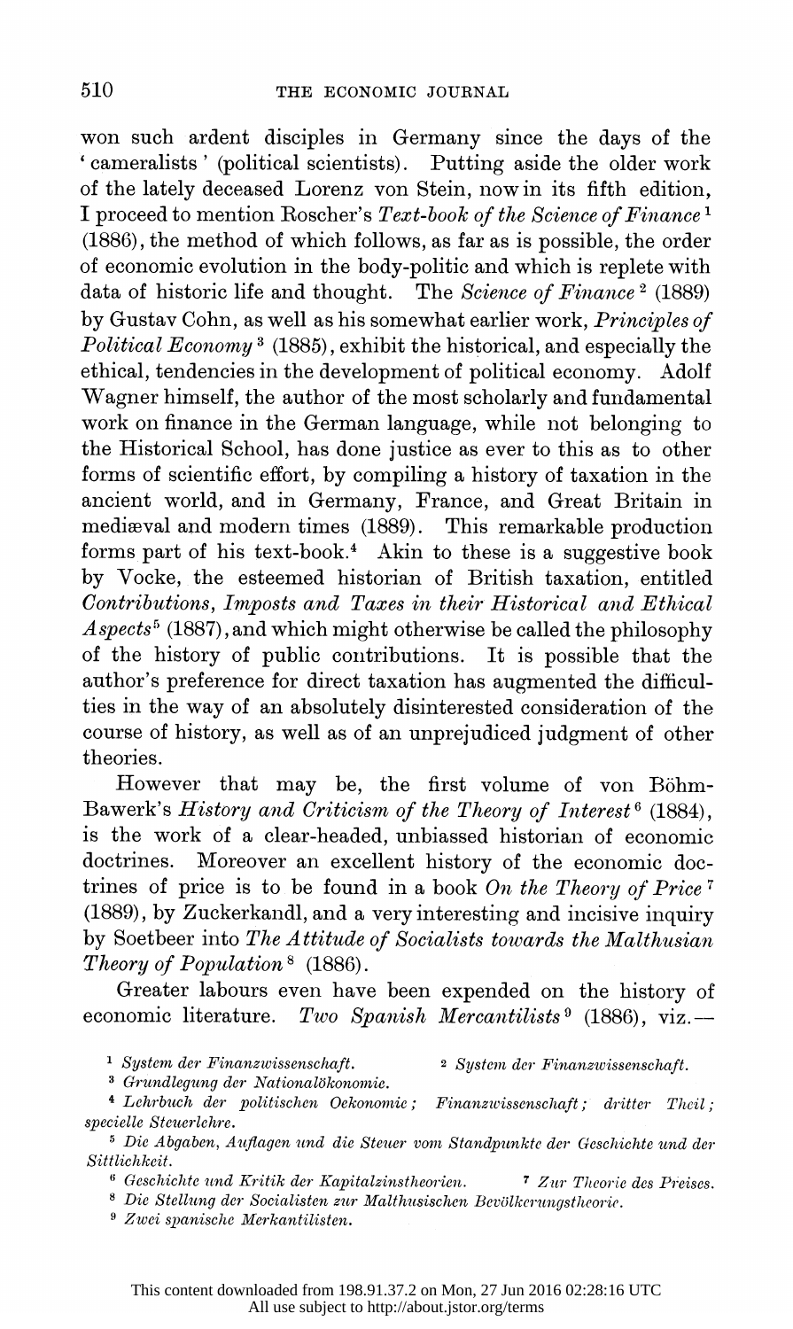won such ardent disciples in Germany since the days of the 'cameralists' (political scientists). Putting aside the older work of the lately deceased Lorenz von Stein, now in its fifth edition, I proceed to mention Roscher's *Text-book of the Science of Finance* [1] (1886), the method of which follows, as far as is possible, the order of economic evolution in the body-politic and which is replete with data of historic life and thought. The *Science of Finance* [2] (1889) by Gustav Cohn, as well as his somewhat earlier work, *Principles of Political Economy* [3] (1885), exhibit the historical, and especially the ethical, tendencies in the development of political economy. Adolf Wagner himself, the author of the most scholarly and fundamental work on finance in the German language, while not belonging to the Historical School, has done justice as ever to this as to other forms of scientific effort, by compiling a history of taxation in the ancient world, and in Germany, France, and Great Britain in mediæval and modern times (1889). This remarkable production forms part of his text-book.[4] Akin to these is a suggestive book by Vocke, the esteemed historian of British taxation, entitled *Contributions, Imposts and Taxes in their Historical and Ethical Aspects* [5] (1887), and which might otherwise be called the philosophy of the history of public contributions. It is possible that the author's preference for direct taxation has augmented the difficulties in the way of an absolutely disinterested consideration of the course of history, as well as of an unprejudiced judgment of other theories.

However that may be, the first volume of von Böhm-Bawerk's *History and Criticism of the Theory of Interest* [6] (1884), is the work of a clear-headed, unbiassed historian of economic doctrines. Moreover an excellent history of the economic doctrines of price is to be found in a book *On the Theory of Price* [7] (1889), by Zuckerkandl, and a very interesting and incisive inquiry by Soetbeer into *The Attitude of Socialists towards the Malthusian Theory of Population* [8] (1886).

Greater labours even have been expended on the history of economic literature. *Two Spanish Mercantilists* [9] (1886), viz.—

[1] *System der Finanzwissenschaft.*

[2] *System der Finanzwissenschaft.*

[3] *Grundlegung der Nationalökonomie.*

[4] *Lehrbuch der politischen Oekonomie; Finanzwissenschaft; dritter Theil; specielle Steuerlehre.*

[5] *Die Abgaben, Auflagen und die Steuer vom Standpunkte der Geschichte und der Sittlichkeit.*

[6] *Geschichte und Kritik der Kapitalzinstheorien.*

[7] *Zur Theorie des Preises.*

[8] *Die Stellung der Socialisten zur Malthusischen Bevölkerungstheorie.*

[9] *Zwei spanische Merkantilisten.*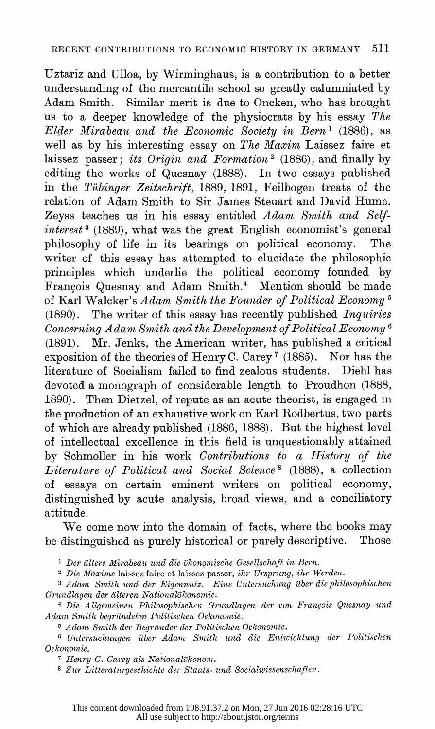Uztariz and Ulloa, by Wirminghaus, is a contribution to a better understanding of the mercantile school so greatly calumniated by Adam Smith. Similar merit is due to Oncken, who has brought us to a deeper knowledge of the physiocrats by his essay *The Elder Mirabeau and the Economic Society in Bern*[1] (1886), as well as by his interesting essay on *The Maxim* Laissez faire et laissez passer; *its Origin and Formation*[2] (1886), and finally by editing the works of Quesnay (1888). In two essays published in the *Tübinger Zeitschrift*, 1889, 1891, Feilbogen treats of the relation of Adam Smith to Sir James Steuart and David Hume. Zeyss teaches us in his essay entitled *Adam Smith and Self-interest*[3] (1889), what was the great English economist's general philosophy of life in its bearings on political economy. The writer of this essay has attempted to elucidate the philosophic principles which underlie the political economy founded by François Quesnay and Adam Smith.[4] Mention should be made of Karl Walcker's *Adam Smith the Founder of Political Economy*[5] (1890). The writer of this essay has recently published *Inquiries Concerning Adam Smith and the Development of Political Economy*[6] (1891). Mr. Jenks, the American writer, has published a critical exposition of the theories of Henry C. Carey[7] (1885). Nor has the literature of Socialism failed to find zealous students. Diehl has devoted a monograph of considerable length to Proudhon (1888, 1890). Then Dietzel, of repute as an acute theorist, is engaged in the production of an exhaustive work on Karl Rodbertus, two parts of which are already published (1886, 1888). But the highest level of intellectual excellence in this field is unquestionably attained by Schmoller in his work *Contributions to a History of the Literature of Political and Social Science*[8] (1888), a collection of essays on certain eminent writers on political economy, distinguished by acute analysis, broad views, and a conciliatory attitude.

We come now into the domain of facts, where the books may be distinguished as purely historical or purely descriptive. Those

[1] *Der ältere Mirabeau und die ökonomische Gesellschaft in Bern.*

[2] *Die Maxime* laissez faire et laissez passer, *ihr Ursprung, ihr Werden.*

[3] *Adam Smith und der Eigennutz. Eine Untersuchung über die philosophischen Grundlagen der älteren Nationalökonomie.*

[4] *Die Allgemeinen Philosophischen Grundlagen der von François Quesnay und Adam Smith begründeten Politischen Oekonomie.*

[5] *Adam Smith der Begründer der Politischen Oekonomie.*

[6] *Untersuchungen über Adam Smith und die Entwicklung der Politischen Oekonomie.*

[7] *Henry C. Carey als Nationalökonom.*

[8] *Zur Litteraturgeschichte der Staats- und Socialwissenschaften.*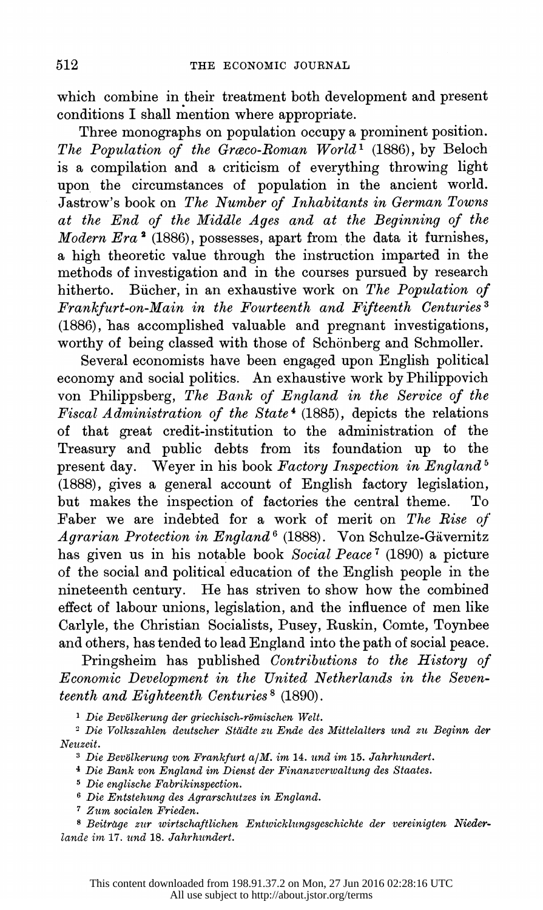which combine in their treatment both development and present conditions I shall mention where appropriate.

Three monographs on population occupy a prominent position. *The Population of the Græco-Roman World*[1] (1886), by Beloch is a compilation and a criticism of everything throwing light upon the circumstances of population in the ancient world. Jastrow's book on *The Number of Inhabitants in German Towns at the End of the Middle Ages and at the Beginning of the Modern Era*[2] (1886), possesses, apart from the data it furnishes, a high theoretic value through the instruction imparted in the methods of investigation and in the courses pursued by research hitherto. Bücher, in an exhaustive work on *The Population of Frankfurt-on-Main in the Fourteenth and Fifteenth Centuries*[3] (1886), has accomplished valuable and pregnant investigations, worthy of being classed with those of Schönberg and Schmoller.

Several economists have been engaged upon English political economy and social politics. An exhaustive work by Philippovich von Philippsberg, *The Bank of England in the Service of the Fiscal Administration of the State*[4] (1885), depicts the relations of that great credit-institution to the administration of the Treasury and public debts from its foundation up to the present day. Weyer in his book *Factory Inspection in England*[5] (1888), gives a general account of English factory legislation, but makes the inspection of factories the central theme. To Faber we are indebted for a work of merit on *The Rise of Agrarian Protection in England*[6] (1888). Von Schulze-Gävernitz has given us in his notable book *Social Peace*[7] (1890) a picture of the social and political education of the English people in the nineteenth century. He has striven to show how the combined effect of labour unions, legislation, and the influence of men like Carlyle, the Christian Socialists, Pusey, Ruskin, Comte, Toynbee and others, has tended to lead England into the path of social peace.

Pringsheim has published *Contributions to the History of Economic Development in the United Netherlands in the Seventeenth and Eighteenth Centuries*[8] (1890).

[1] *Die Bevölkerung der griechisch-römischen Welt.*

[2] *Die Volkszahlen deutscher Städte zu Ende des Mittelalters und zu Beginn der Neuzeit.*

[3] *Die Bevölkerung von Frankfurt a/M. im 14. und im 15. Jahrhundert.*

[4] *Die Bank von England im Dienst der Finanzverwaltung des Staates.*

[5] *Die englische Fabrikinspection.*

[6] *Die Entstehung des Agrarschutzes in England.*

[7] *Zum socialen Frieden.*

[8] *Beiträge zur wirtschaftlichen Entwicklungsgeschichte der vereinigten Niederlande im 17. und 18. Jahrhundert.*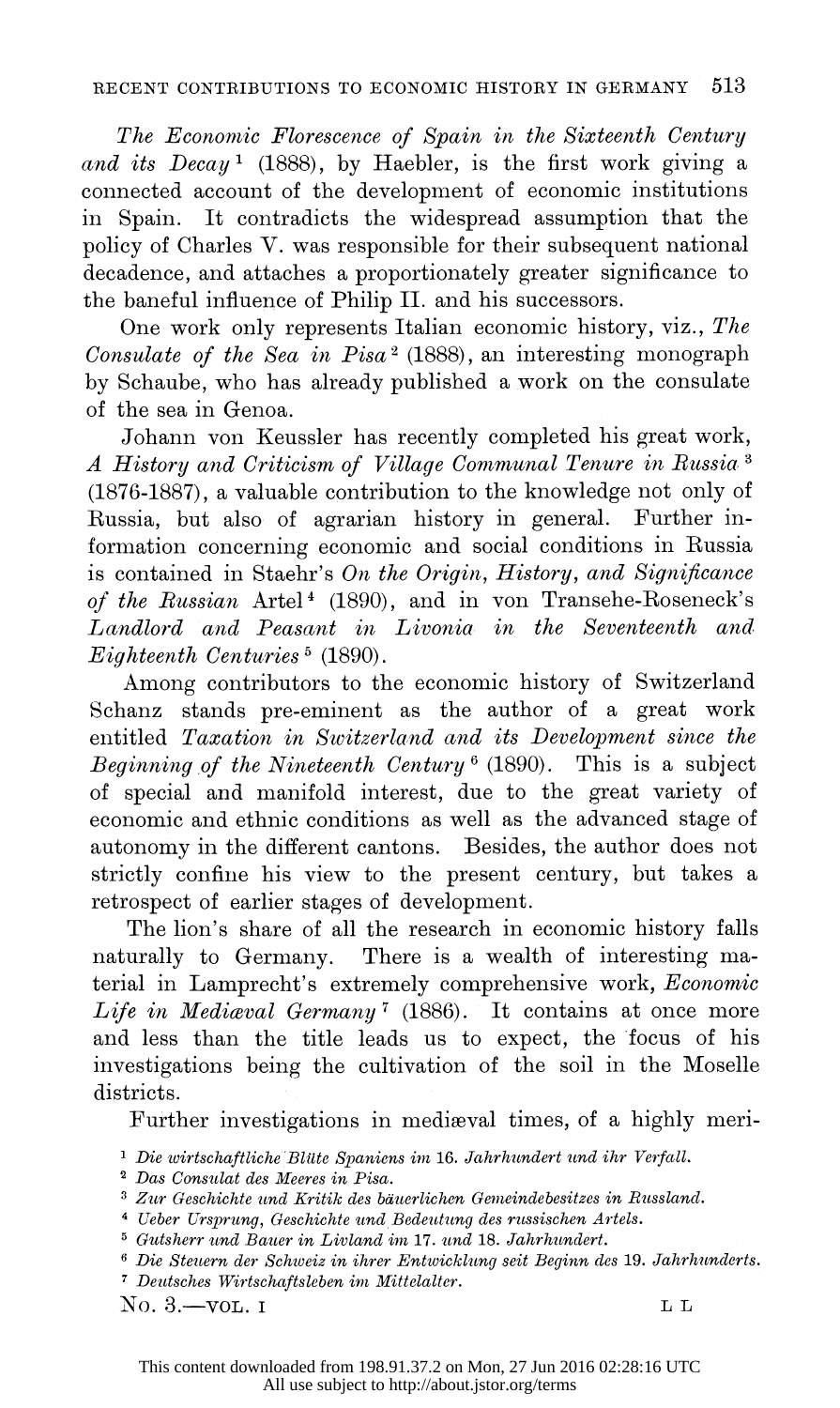*The Economic Florescence of Spain in the Sixteenth Century and its Decay* [1] (1888), by Haebler, is the first work giving a connected account of the development of economic institutions in Spain. It contradicts the widespread assumption that the policy of Charles V. was responsible for their subsequent national decadence, and attaches a proportionately greater significance to the baneful influence of Philip II. and his successors.

One work only represents Italian economic history, viz., *The Consulate of the Sea in Pisa* [2] (1888), an interesting monograph by Schaube, who has already published a work on the consulate of the sea in Genoa.

Johann von Keussler has recently completed his great work, *A History and Criticism of Village Communal Tenure in Russia* [3] (1876-1887), a valuable contribution to the knowledge not only of Russia, but also of agrarian history in general. Further information concerning economic and social conditions in Russia is contained in Staehr's *On the Origin, History, and Significance of the Russian* Artel [4] (1890), and in von Transehe-Roseneck's *Landlord and Peasant in Livonia in the Seventeenth and Eighteenth Centuries* [5] (1890).

Among contributors to the economic history of Switzerland Schanz stands pre-eminent as the author of a great work entitled *Taxation in Switzerland and its Development since the Beginning of the Nineteenth Century* [6] (1890). This is a subject of special and manifold interest, due to the great variety of economic and ethnic conditions as well as the advanced stage of autonomy in the different cantons. Besides, the author does not strictly confine his view to the present century, but takes a retrospect of earlier stages of development.

The lion's share of all the research in economic history falls naturally to Germany. There is a wealth of interesting material in Lamprecht's extremely comprehensive work, *Economic Life in Mediæval Germany* [7] (1886). It contains at once more and less than the title leads us to expect, the focus of his investigations being the cultivation of the soil in the Moselle districts.

Further investigations in mediæval times, of a highly meri-

[1] *Die wirtschaftliche Blüte Spaniens im* 16. *Jahrhundert und ihr Verfall.*

[2] *Das Consulat des Meeres in Pisa.*

[3] *Zur Geschichte und Kritik des bäuerlichen Gemeindebesitzes in Russland.*

[4] *Ueber Ursprung, Geschichte und Bedeutung des russischen Artels.*

[5] *Gutsherr und Bauer in Livland im* 17. *und* 18. *Jahrhundert.*

[6] *Die Steuern der Schweiz in ihrer Entwicklung seit Beginn des* 19. *Jahrhunderts.*

[7] *Deutsches Wirtschaftsleben im Mittelalter.*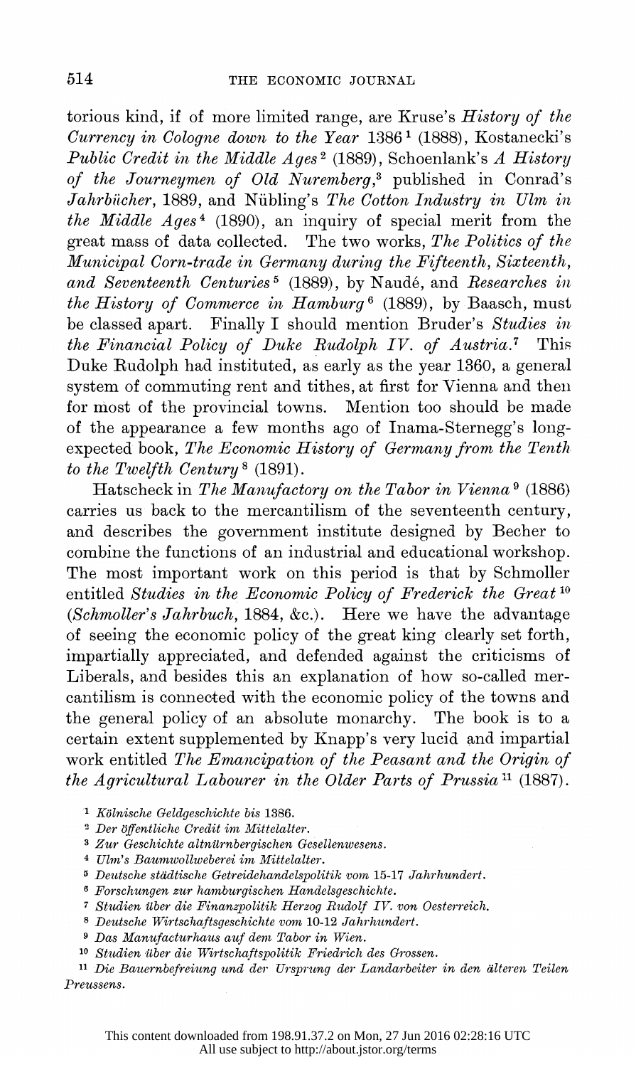torious kind, if of more limited range, are Kruse's *History of the Currency in Cologne down to the Year* 1386 [1] (1888), Kostanecki's *Public Credit in the Middle Ages* [2] (1889), Schoenlank's *A History of the Journeymen of Old Nuremberg*, [3] published in Conrad's *Jahrbücher*, 1889, and Nübling's *The Cotton Industry in Ulm in the Middle Ages* [4] (1890), an inquiry of special merit from the great mass of data collected. The two works, *The Politics of the Municipal Corn-trade in Germany during the Fifteenth, Sixteenth, and Seventeenth Centuries* [5] (1889), by Naudé, and *Researches in the History of Commerce in Hamburg* [6] (1889), by Baasch, must be classed apart. Finally I should mention Bruder's *Studies in the Financial Policy of Duke Rudolph IV. of Austria.* [7] This Duke Rudolph had instituted, as early as the year 1360, a general system of commuting rent and tithes, at first for Vienna and then for most of the provincial towns. Mention too should be made of the appearance a few months ago of Inama-Sternegg's long-expected book, *The Economic History of Germany from the Tenth to the Twelfth Century* [8] (1891).

Hatscheck in *The Manufactory on the Tabor in Vienna* [9] (1886) carries us back to the mercantilism of the seventeenth century, and describes the government institute designed by Becher to combine the functions of an industrial and educational workshop. The most important work on this period is that by Schmoller entitled *Studies in the Economic Policy of Frederick the Great* [10] (*Schmoller's Jahrbuch*, 1884, &c.). Here we have the advantage of seeing the economic policy of the great king clearly set forth, impartially appreciated, and defended against the criticisms of Liberals, and besides this an explanation of how so-called mercantilism is connected with the economic policy of the towns and the general policy of an absolute monarchy. The book is to a certain extent supplemented by Knapp's very lucid and impartial work entitled *The Emancipation of the Peasant and the Origin of the Agricultural Labourer in the Older Parts of Prussia* [11] (1887).

[1] *Kölnische Geldgeschichte bis* 1386.

[2] *Der öffentliche Credit im Mittelalter.*

[3] *Zur Geschichte altnürnbergischen Gesellenwesens.*

[4] *Ulm's Baumwollweberei im Mittelalter.*

[5] *Deutsche städtische Getreidehandelspolitik vom 15-17 Jahrhundert.*

[6] *Forschungen zur hamburgischen Handelsgeschichte.*

[7] *Studien über die Finanzpolitik Herzog Rudolf IV. von Oesterreich.*

[8] *Deutsche Wirtschaftsgeschichte vom 10-12 Jahrhundert.*

[9] *Das Manufacturhaus auf dem Tabor in Wien.*

[10] *Studien über die Wirtschaftspolitik Friedrich des Grossen.*

[11] *Die Bauernbefreiung und der Ursprung der Landarbeiter in den älteren Teilen Preussens.*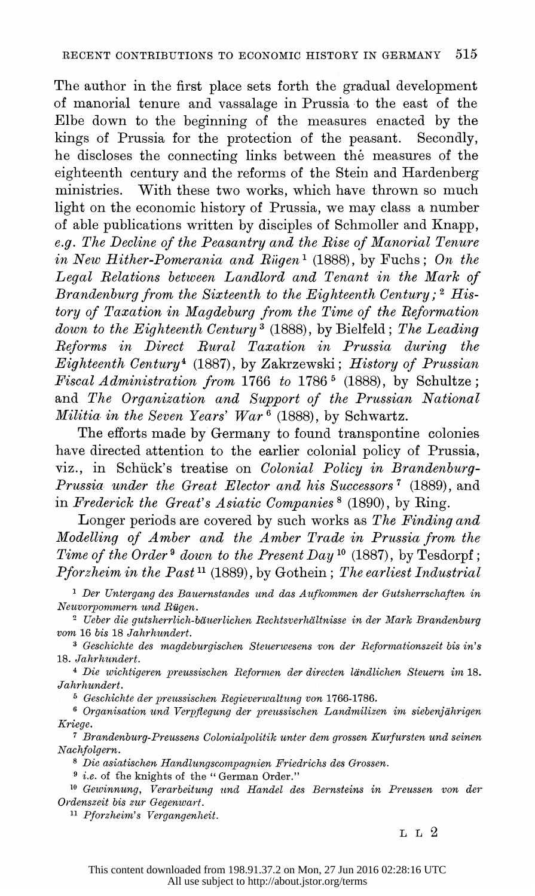The author in the first place sets forth the gradual development of manorial tenure and vassalage in Prussia to the east of the Elbe down to the beginning of the measures enacted by the kings of Prussia for the protection of the peasant. Secondly, he discloses the connecting links between the measures of the eighteenth century and the reforms of the Stein and Hardenberg ministries. With these two works, which have thrown so much light on the economic history of Prussia, we may class a number of able publications written by disciples of Schmoller and Knapp, *e.g.* *The Decline of the Peasantry and the Rise of Manorial Tenure in New Hither-Pomerania and Rügen*[1] (1888), by Fuchs; *On the Legal Relations between Landlord and Tenant in the Mark of Brandenburg from the Sixteenth to the Eighteenth Century;*[2] *History of Taxation in Magdeburg from the Time of the Reformation down to the Eighteenth Century*[3] (1888), by Bielfeld; *The Leading Reforms in Direct Rural Taxation in Prussia during the Eighteenth Century*[4] (1887), by Zakrzewski; *History of Prussian Fiscal Administration from* 1766 *to* 1786[5] (1888), by Schultze; and *The Organization and Support of the Prussian National Militia in the Seven Years' War*[6] (1888), by Schwartz.

The efforts made by Germany to found transpontine colonies have directed attention to the earlier colonial policy of Prussia, viz., in Schück's treatise on *Colonial Policy in Brandenburg-Prussia under the Great Elector and his Successors*[7] (1889), and in *Frederick the Great's Asiatic Companies*[8] (1890), by Ring.

Longer periods are covered by such works as *The Finding and Modelling of Amber and the Amber Trade in Prussia from the Time of the Order*[9] *down to the Present Day*[10] (1887), by Tesdorpf; *Pforzheim in the Past*[11] (1889), by Gothein; *The earliest Industrial*

[1] *Der Untergang des Bauernstandes und das Aufkommen der Gutsherrschaften in Neuvorpommern und Rügen.*

[2] *Ueber die gutsherrlich-bäuerlichen Rechtsverhältnisse in der Mark Brandenburg vom* 16 *bis* 18 *Jahrhundert.*

[3] *Geschichte des magdeburgischen Steuerwesens von der Reformationszeit bis in's* 18. *Jahrhundert.*

[4] *Die wichtigeren preussischen Reformen der directen ländlichen Steuern im* 18. *Jahrhundert.*

[5] *Geschichte der preussischen Regieverwaltung von* 1766-1786.

[6] *Organisation und Verpflegung der preussischen Landmilizen im siebenjährigen Kriege.*

[7] *Brandenburg-Preussens Colonialpolitik unter dem grossen Kurfursten und seinen Nachfolgern.*

[8] *Die asiatischen Handlungscompagnien Friedrichs des Grossen.*

[9] *i.e.* of the knights of the "German Order."

[10] *Gewinnung, Verarbeitung und Handel des Bernsteins in Preussen von der Ordenszeit bis zur Gegenwart.*

[11] *Pforzheim's Vergangenheit.*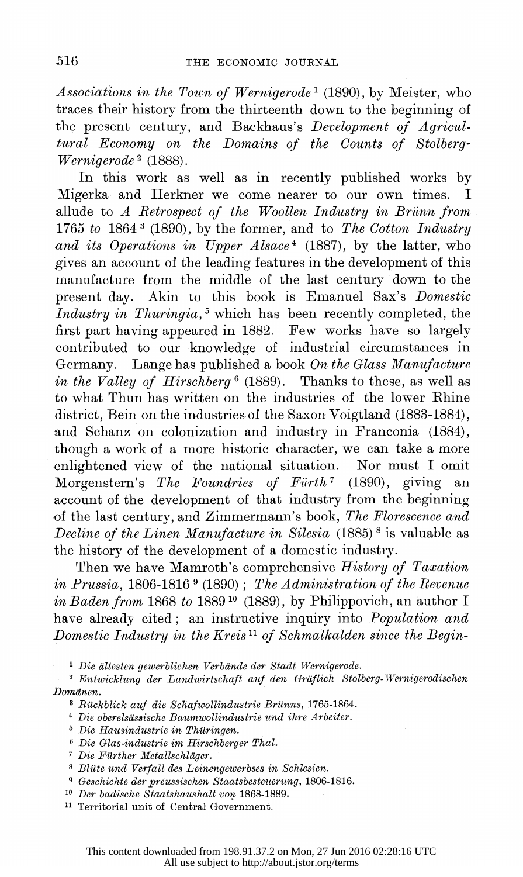*Associations in the Town of Wernigerode*[1] (1890), by Meister, who traces their history from the thirteenth down to the beginning of the present century, and Backhaus's *Development of Agricultural Economy on the Domains of the Counts of Stolberg-Wernigerode*[2] (1888).

In this work as well as in recently published works by Migerka and Herkner we come nearer to our own times. I allude to *A Retrospect of the Woollen Industry in Brünn from 1765 to 1864*[3] (1890), by the former, and to *The Cotton Industry and its Operations in Upper Alsace*[4] (1887), by the latter, who gives an account of the leading features in the development of this manufacture from the middle of the last century down to the present day. Akin to this book is Emanuel Sax's *Domestic Industry in Thuringia*,[5] which has been recently completed, the first part having appeared in 1882. Few works have so largely contributed to our knowledge of industrial circumstances in Germany. Lange has published a book *On the Glass Manufacture in the Valley of Hirschberg*[6] (1889). Thanks to these, as well as to what Thun has written on the industries of the lower Rhine district, Bein on the industries of the Saxon Voigtland (1883-1884), and Schanz on colonization and industry in Franconia (1884), though a work of a more historic character, we can take a more enlightened view of the national situation. Nor must I omit Morgenstern's *The Foundries of Fürth*[7] (1890), giving an account of the development of that industry from the beginning of the last century, and Zimmermann's book, *The Florescence and Decline of the Linen Manufacture in Silesia* (1885)[8] is valuable as the history of the development of a domestic industry.

Then we have Mamroth's comprehensive *History of Taxation in Prussia*, 1806-1816[9] (1890); *The Administration of the Revenue in Baden from 1868 to 1889*[10] (1889), by Philippovich, an author I have already cited; an instructive inquiry into *Population and Domestic Industry in the Kreis*[11] *of Schmalkalden since the Begin-*

---

[1] *Die ältesten gewerblichen Verbände der Stadt Wernigerode.*

[2] *Entwicklung der Landwirtschaft auf den Gräflich Stolberg-Wernigerodischen Domänen.*

[3] *Rückblick auf die Schafwollindustrie Brünns*, 1765-1864.

[4] *Die oberelsässische Baumwollindustrie und ihre Arbeiter.*

[5] *Die Hausindustrie in Thüringen.*

[6] *Die Glas-industrie im Hirschberger Thal.*

[7] *Die Fürther Metallschläger.*

[8] *Blüte und Verfall des Leinengewerbses in Schlesien.*

[9] *Geschichte der preussischen Staatsbesteuerung*, 1806-1816.

[10] *Der badische Staatshaushalt von* 1868-1889.

[11] Territorial unit of Central Government.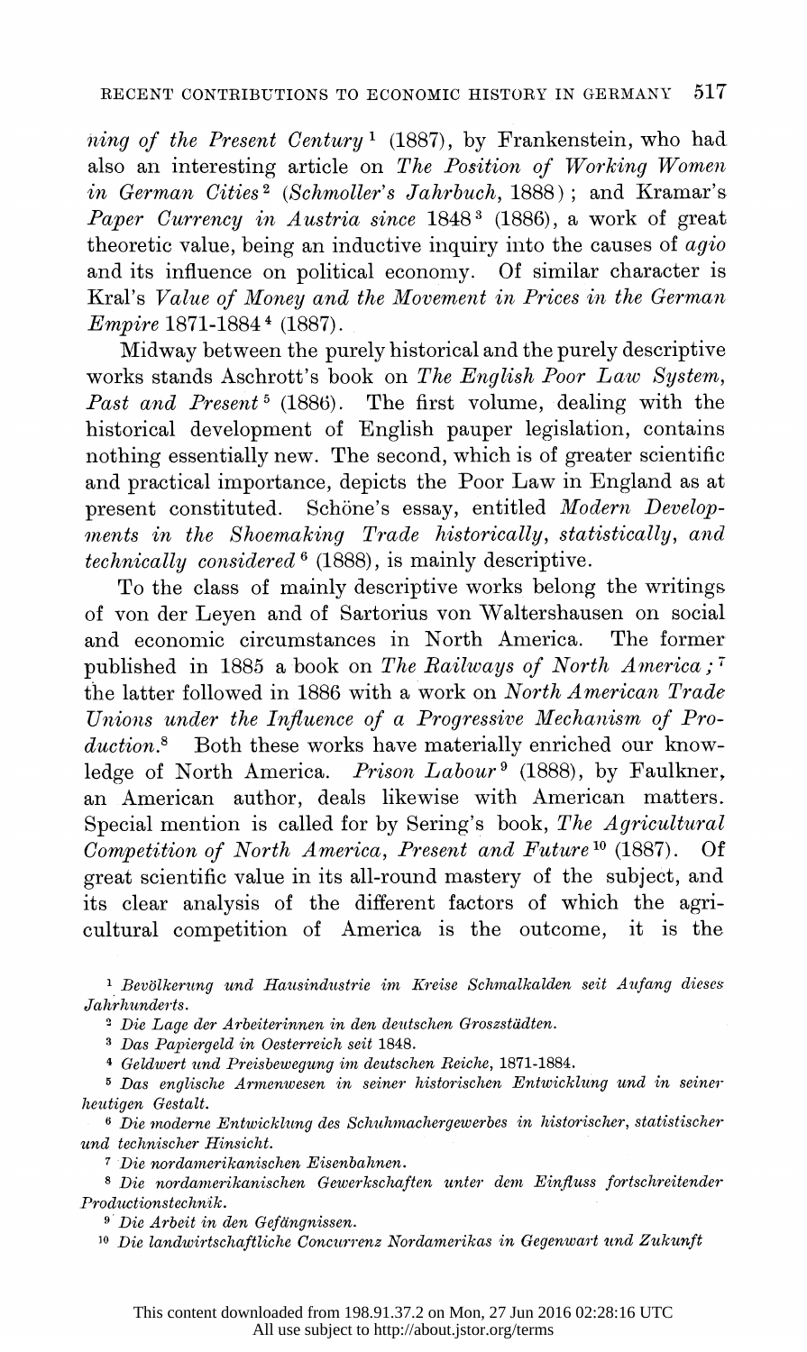*ning of the Present Century*[1] (1887), by Frankenstein, who had also an interesting article on *The Position of Working Women in German Cities*[2] (*Schmoller's Jahrbuch*, 1888); and Kramar's *Paper Currency in Austria since* 1848[3] (1886), a work of great theoretic value, being an inductive inquiry into the causes of *agio* and its influence on political economy. Of similar character is Kral's *Value of Money and the Movement in Prices in the German Empire* 1871-1884[4] (1887).

Midway between the purely historical and the purely descriptive works stands Aschrott's book on *The English Poor Law System, Past and Present*[5] (1886). The first volume, dealing with the historical development of English pauper legislation, contains nothing essentially new. The second, which is of greater scientific and practical importance, depicts the Poor Law in England as at present constituted. Schöne's essay, entitled *Modern Developments in the Shoemaking Trade historically, statistically, and technically considered*[6] (1888), is mainly descriptive.

To the class of mainly descriptive works belong the writings of von der Leyen and of Sartorius von Waltershausen on social and economic circumstances in North America. The former published in 1885 a book on *The Railways of North America*;[7] the latter followed in 1886 with a work on *North American Trade Unions under the Influence of a Progressive Mechanism of Production*.[8] Both these works have materially enriched our knowledge of North America. *Prison Labour*[9] (1888), by Faulkner, an American author, deals likewise with American matters. Special mention is called for by Sering's book, *The Agricultural Competition of North America, Present and Future*[10] (1887). Of great scientific value in its all-round mastery of the subject, and its clear analysis of the different factors of which the agricultural competition of America is the outcome, it is the

---

[1] *Bevölkerung und Hausindustrie im Kreise Schmalkalden seit Aufang dieses Jahrhunderts.*

[2] *Die Lage der Arbeiterinnen in den deutschen Groszstädten.*

[3] *Das Papiergeld in Oesterreich seit* 1848.

[4] *Geldwert und Preisbewegung im deutschen Reiche*, 1871-1884.

[5] *Das englische Armenwesen in seiner historischen Entwicklung und in seiner heutigen Gestalt.*

[6] *Die moderne Entwicklung des Schuhmachergewerbes in historischer, statistischer und technischer Hinsicht.*

[7] *Die nordamerikanischen Eisenbahnen.*

[8] *Die nordamerikanischen Gewerkschaften unter dem Einfluss fortschreitender Productionstechnik.*

[9] *Die Arbeit in den Gefängnissen.*

[10] *Die landwirtschaftliche Concurrenz Nordamerikas in Gegenwart und Zukunft*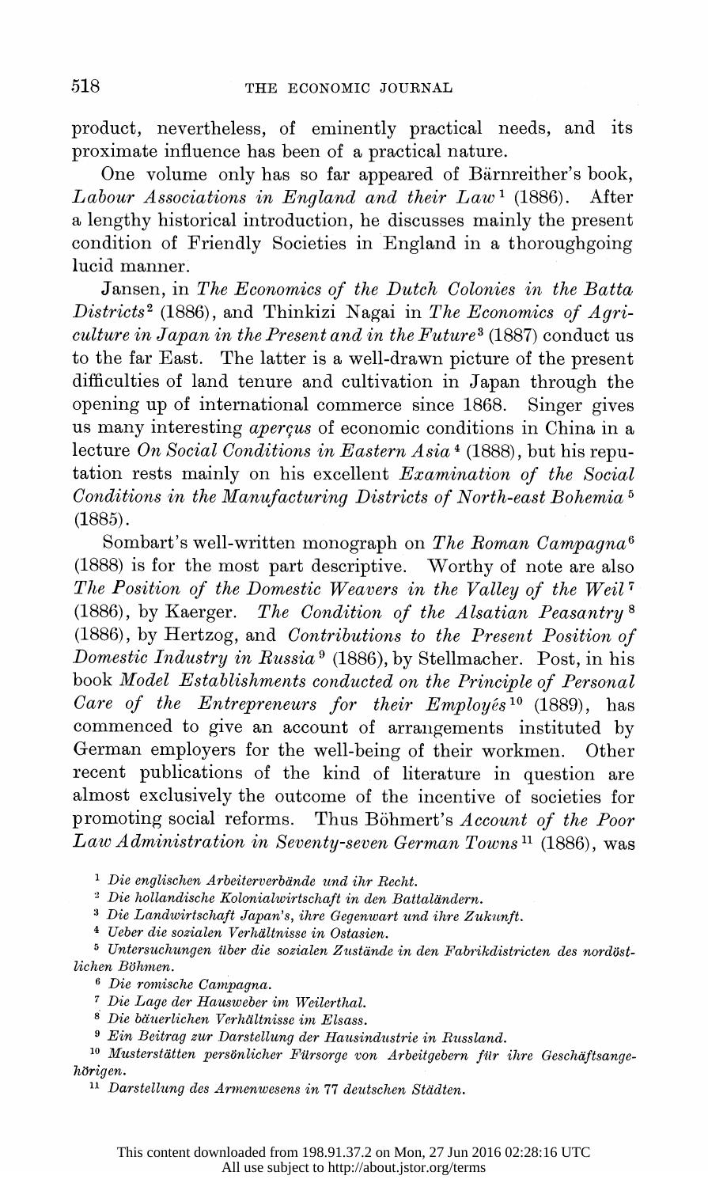product, nevertheless, of eminently practical needs, and its proximate influence has been of a practical nature.

One volume only has so far appeared of Bärnreither's book, *Labour Associations in England and their Law*[1] (1886). After a lengthy historical introduction, he discusses mainly the present condition of Friendly Societies in England in a thoroughgoing lucid manner.

Jansen, in *The Economics of the Dutch Colonies in the Batta Districts*[2] (1886), and Thinkizi Nagai in *The Economics of Agriculture in Japan in the Present and in the Future*[3] (1887) conduct us to the far East. The latter is a well-drawn picture of the present difficulties of land tenure and cultivation in Japan through the opening up of international commerce since 1868. Singer gives us many interesting *aperçus* of economic conditions in China in a lecture *On Social Conditions in Eastern Asia*[4] (1888), but his reputation rests mainly on his excellent *Examination of the Social Conditions in the Manufacturing Districts of North-east Bohemia*[5] (1885).

Sombart's well-written monograph on *The Roman Campagna*[6] (1888) is for the most part descriptive. Worthy of note are also *The Position of the Domestic Weavers in the Valley of the Weil*[7] (1886), by Kaerger. *The Condition of the Alsatian Peasantry*[8] (1886), by Hertzog, and *Contributions to the Present Position of Domestic Industry in Russia*[9] (1886), by Stellmacher. Post, in his book *Model Establishments conducted on the Principle of Personal Care of the Entrepreneurs for their Employés*[10] (1889), has commenced to give an account of arrangements instituted by German employers for the well-being of their workmen. Other recent publications of the kind of literature in question are almost exclusively the outcome of the incentive of societies for promoting social reforms. Thus Böhmert's *Account of the Poor Law Administration in Seventy-seven German Towns*[11] (1886), was

[1] *Die englischen Arbeiterverbände und ihr Recht.*

[2] *Die hollandische Kolonialwirtschaft in den Battaländern.*

[3] *Die Landwirtschaft Japan's, ihre Gegenwart und ihre Zukunft.*

[4] *Ueber die sozialen Verhältnisse in Ostasien.*

[5] *Untersuchungen über die sozialen Zustände in den Fabrikdistricten des nordöstlichen Böhmen.*

[6] *Die romische Campagna.*

[7] *Die Lage der Hausweber im Weilerthal.*

[8] *Die bäuerlichen Verhältnisse im Elsass.*

[9] *Ein Beitrag zur Darstellung der Hausindustrie in Russland.*

[10] *Musterstätten persönlicher Fürsorge von Arbeitgebern für ihre Geschäftsangehörigen.*

[11] *Darstellung des Armenwesens in 77 deutschen Städten.*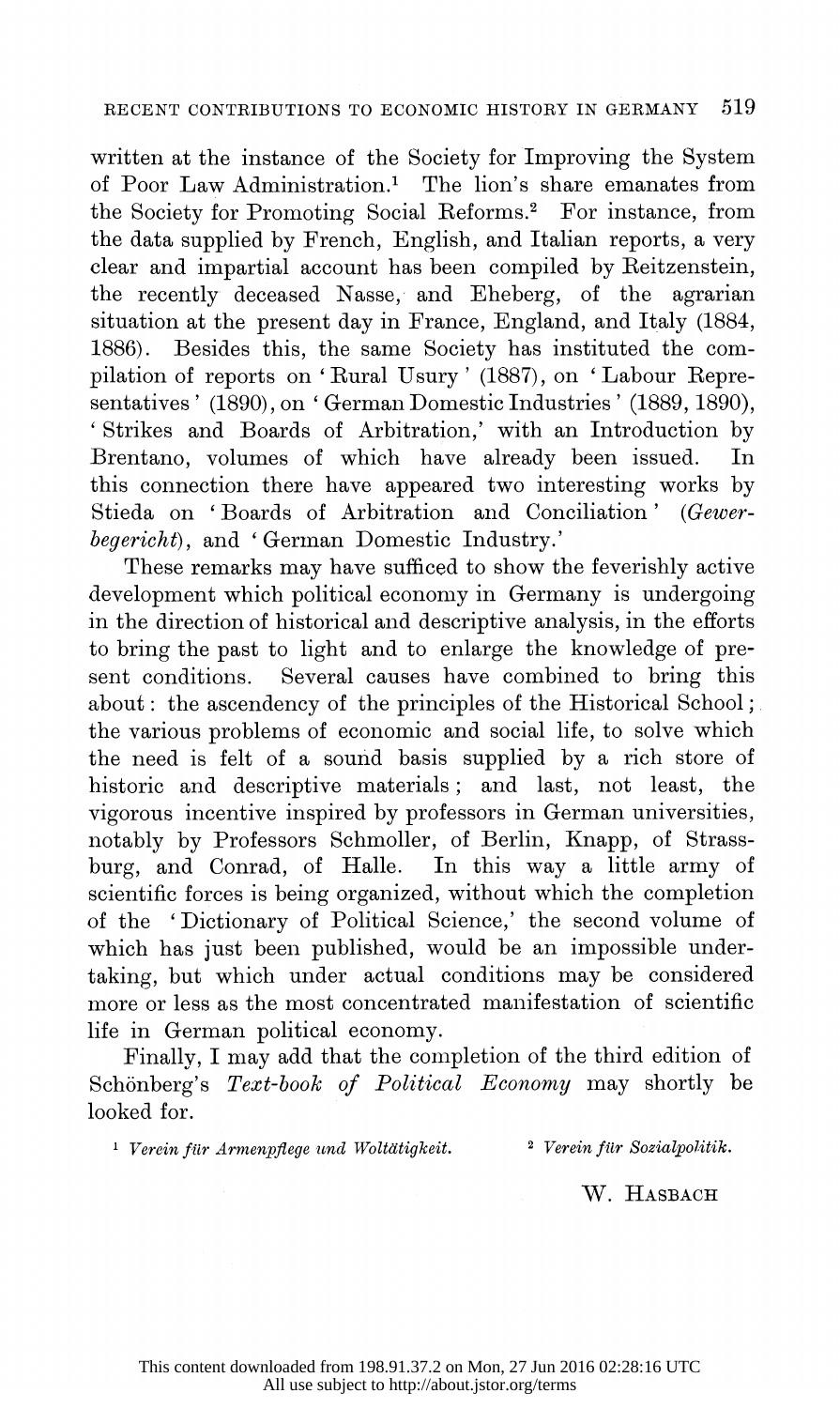written at the instance of the Society for Improving the System of Poor Law Administration.[1] The lion's share emanates from the Society for Promoting Social Reforms.[2] For instance, from the data supplied by French, English, and Italian reports, a very clear and impartial account has been compiled by Reitzenstein, the recently deceased Nasse, and Eheberg, of the agrarian situation at the present day in France, England, and Italy (1884, 1886). Besides this, the same Society has instituted the compilation of reports on 'Rural Usury' (1887), on 'Labour Representatives' (1890), on 'German Domestic Industries' (1889, 1890), 'Strikes and Boards of Arbitration,' with an Introduction by Brentano, volumes of which have already been issued. In this connection there have appeared two interesting works by Stieda on 'Boards of Arbitration and Conciliation' (*Gewerbegericht*), and 'German Domestic Industry.'

These remarks may have sufficed to show the feverishly active development which political economy in Germany is undergoing in the direction of historical and descriptive analysis, in the efforts to bring the past to light and to enlarge the knowledge of present conditions. Several causes have combined to bring this about: the ascendency of the principles of the Historical School; the various problems of economic and social life, to solve which the need is felt of a sound basis supplied by a rich store of historic and descriptive materials; and last, not least, the vigorous incentive inspired by professors in German universities, notably by Professors Schmoller, of Berlin, Knapp, of Strassburg, and Conrad, of Halle. In this way a little army of scientific forces is being organized, without which the completion of the 'Dictionary of Political Science,' the second volume of which has just been published, would be an impossible undertaking, but which under actual conditions may be considered more or less as the most concentrated manifestation of scientific life in German political economy.

Finally, I may add that the completion of the third edition of Schönberg's *Text-book of Political Economy* may shortly be looked for.

[1] *Verein für Armenpflege und Woltätigkeit.*

[2] *Verein für Sozialpolitik.*

W. Hasbach